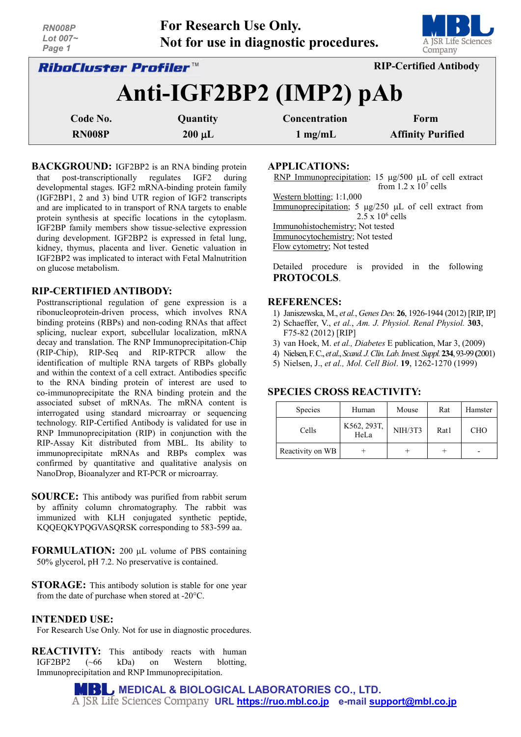RN008P
Lot 007~

**For Research Use Only.**
**Not for use in diagnostic procedures.**

**RiboCluster Profiler™** — **RIP-Certified Antibody**

# Anti-IGF2BP2 (IMP2) pAb

| Code No. | Quantity | Concentration | Form |
|---|---|---|---|
| RN008P | 200 µL | 1 mg/mL | Affinity Purified |

**BACKGROUND:** IGF2BP2 is an RNA binding protein that post-transcriptionally regulates IGF2 during developmental stages. IGF2 mRNA-binding protein family (IGF2BP1, 2 and 3) bind UTR region of IGF2 transcripts and are implicated to in transport of RNA targets to enable protein synthesis at specific locations in the cytoplasm. IGF2BP family members show tissue-selective expression during development. IGF2BP2 is expressed in fetal lung, kidney, thymus, placenta and liver. Genetic valuation in IGF2BP2 was implicated to interact with Fetal Malnutrition on glucose metabolism.

**RIP-CERTIFIED ANTIBODY:** Posttranscriptional regulation of gene expression is a ribonucleoprotein-driven process, which involves RNA binding proteins (RBPs) and non-coding RNAs that affect splicing, nuclear export, subcellular localization, mRNA decay and translation. The RNP Immunoprecipitation-Chip (RIP-Chip), RIP-Seq and RIP-RTPCR allow the identification of multiple RNA targets of RBPs globally and within the context of a cell extract. Antibodies specific to the RNA binding protein of interest are used to co-immunoprecipitate the RNA binding protein and the associated subset of mRNAs. The mRNA content is interrogated using standard microarray or sequencing technology. RIP-Certified Antibody is validated for use in RNP Immunoprecipitation (RIP) in conjunction with the RIP-Assay Kit distributed from MBL. Its ability to immunoprecipitate mRNAs and RBPs complex was confirmed by quantitative and qualitative analysis on NanoDrop, Bioanalyzer and RT-PCR or microarray.

**SOURCE:** This antibody was purified from rabbit serum by affinity column chromatography. The rabbit was immunized with KLH conjugated synthetic peptide, KQQEQKYPQGVASQRSK corresponding to 583-599 aa.

**FORMULATION:** 200 µL volume of PBS containing 50% glycerol, pH 7.2. No preservative is contained.

**STORAGE:** This antibody solution is stable for one year from the date of purchase when stored at -20°C.

**INTENDED USE:**
For Research Use Only. Not for use in diagnostic procedures.

**REACTIVITY:** This antibody reacts with human IGF2BP2 (~66 kDa) on Western blotting, Immunoprecipitation and RNP Immunoprecipitation.

**APPLICATIONS:**

RNP Immunoprecipitation; 15 µg/500 µL of cell extract from 1.2 x $10^7$ cells
Western blotting; 1:1,000
Immunoprecipitation; 5 µg/250 µL of cell extract from 2.5 x $10^6$ cells
Immunohistochemistry; Not tested
Immunocytochemistry; Not tested
Flow cytometry; Not tested

Detailed procedure is provided in the following **PROTOCOLS**.

**REFERENCES:**

1) Janiszewska, M., *et al.*, *Genes Dev.* **26**, 1926-1944 (2012) [RIP, IP]
2) Schaeffer, V., *et al.*, *Am. J. Physiol. Renal Physiol.* **303**, F75-82 (2012) [RIP]
3) van Hoek, M. *et al., Diabetes* E publication, Mar 3, (2009)
4) Nielsen, F. C., *et al., Scand. J. Clin. Lab. Invest. Suppl.* **234**, 93-99 (2001)
5) Nielsen, J., *et al., Mol. Cell Biol*. **19**, 1262-1270 (1999)

**SPECIES CROSS REACTIVITY:**

| Species | Human | Mouse | Rat | Hamster |
|---|---|---|---|---|
| Cells | K562, 293T, HeLa | NIH/3T3 | Rat1 | CHO |
| Reactivity on WB | + | + | + | - |

**MEDICAL & BIOLOGICAL LABORATORIES CO., LTD.**
A JSR Life Sciences Company URL https://ruo.mbl.co.jp e-mail support@mbl.co.jp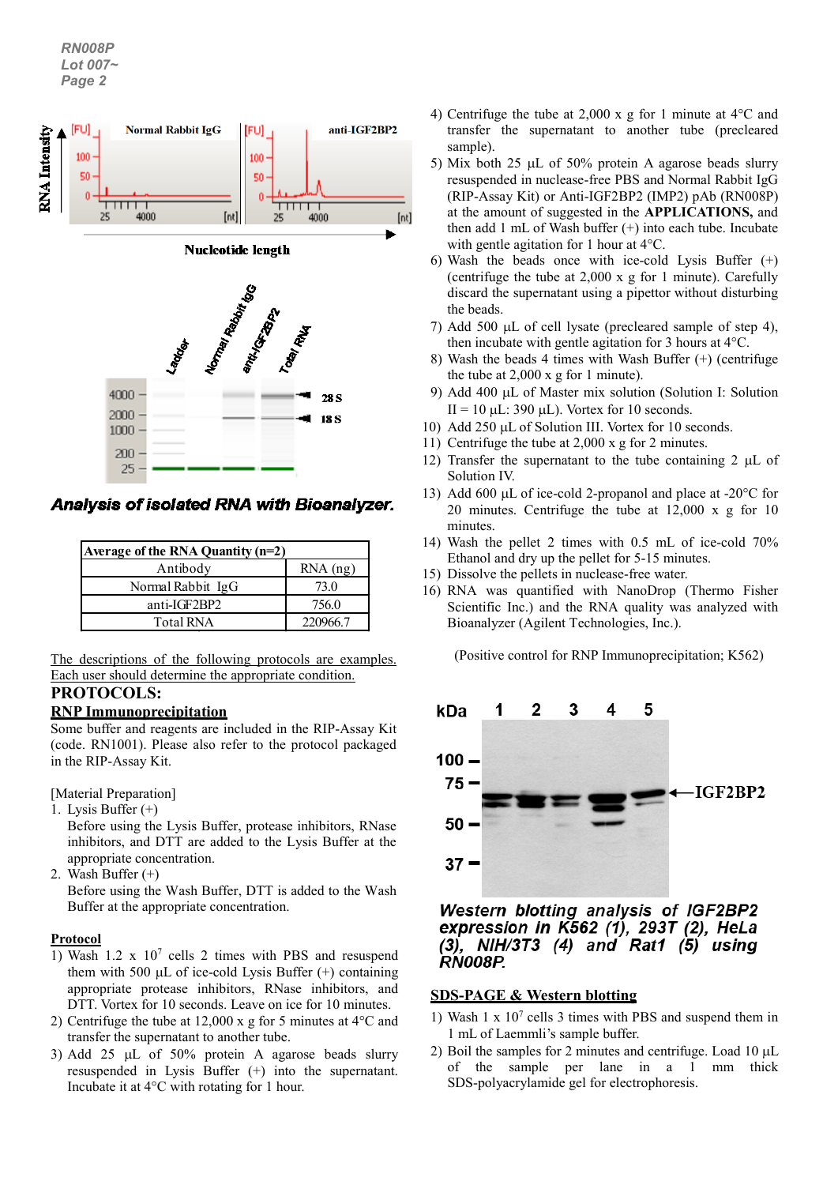**Analysis of isolated RNA with Bioanalyzer.**

| Average of the RNA Quantity (n=2) | |
|---|---|
| Antibody | RNA (ng) |
| Normal Rabbit IgG | 73.0 |
| anti-IGF2BP2 | 756.0 |
| Total RNA | 220966.7 |

The descriptions of the following protocols are examples. Each user should determine the appropriate condition.

## PROTOCOLS:

### RNP Immunoprecipitation

Some buffer and reagents are included in the RIP-Assay Kit (code. RN1001). Please also refer to the protocol packaged in the RIP-Assay Kit.

[Material Preparation]

1. Lysis Buffer (+)
   Before using the Lysis Buffer, protease inhibitors, RNase inhibitors, and DTT are added to the Lysis Buffer at the appropriate concentration.
2. Wash Buffer (+)
   Before using the Wash Buffer, DTT is added to the Wash Buffer at the appropriate concentration.

**Protocol**

1) Wash 1.2 x $10^7$ cells 2 times with PBS and resuspend them with 500 µL of ice-cold Lysis Buffer (+) containing appropriate protease inhibitors, RNase inhibitors, and DTT. Vortex for 10 seconds. Leave on ice for 10 minutes.
2) Centrifuge the tube at 12,000 x g for 5 minutes at 4°C and transfer the supernatant to another tube.
3) Add 25 µL of 50% protein A agarose beads slurry resuspended in Lysis Buffer (+) into the supernatant. Incubate it at 4°C with rotating for 1 hour.
4) Centrifuge the tube at 2,000 x g for 1 minute at 4°C and transfer the supernatant to another tube (precleared sample).
5) Mix both 25 µL of 50% protein A agarose beads slurry resuspended in nuclease-free PBS and Normal Rabbit IgG (RIP-Assay Kit) or Anti-IGF2BP2 (IMP2) pAb (RN008P) at the amount of suggested in the **APPLICATIONS,** and then add 1 mL of Wash buffer (+) into each tube. Incubate with gentle agitation for 1 hour at 4°C.
6) Wash the beads once with ice-cold Lysis Buffer (+) (centrifuge the tube at 2,000 x g for 1 minute). Carefully discard the supernatant using a pipettor without disturbing the beads.
7) Add 500 µL of cell lysate (precleared sample of step 4), then incubate with gentle agitation for 3 hours at 4°C.
8) Wash the beads 4 times with Wash Buffer (+) (centrifuge the tube at 2,000 x g for 1 minute).
9) Add 400 µL of Master mix solution (Solution I: Solution II = 10 µL: 390 µL). Vortex for 10 seconds.
10) Add 250 µL of Solution III. Vortex for 10 seconds.
11) Centrifuge the tube at 2,000 x g for 2 minutes.
12) Transfer the supernatant to the tube containing 2 µL of Solution IV.
13) Add 600 µL of ice-cold 2-propanol and place at -20°C for 20 minutes. Centrifuge the tube at 12,000 x g for 10 minutes.
14) Wash the pellet 2 times with 0.5 mL of ice-cold 70% Ethanol and dry up the pellet for 5-15 minutes.
15) Dissolve the pellets in nuclease-free water.
16) RNA was quantified with NanoDrop (Thermo Fisher Scientific Inc.) and the RNA quality was analyzed with Bioanalyzer (Agilent Technologies, Inc.).

(Positive control for RNP Immunoprecipitation; K562)

***Western blotting analysis of IGF2BP2 expression in K562 (1), 293T (2), HeLa (3), NIH/3T3 (4) and Rat1 (5) using RN008P.***

### SDS-PAGE & Western blotting

1) Wash 1 x $10^7$ cells 3 times with PBS and suspend them in 1 mL of Laemmli's sample buffer.
2) Boil the samples for 2 minutes and centrifuge. Load 10 µL of the sample per lane in a 1 mm thick SDS-polyacrylamide gel for electrophoresis.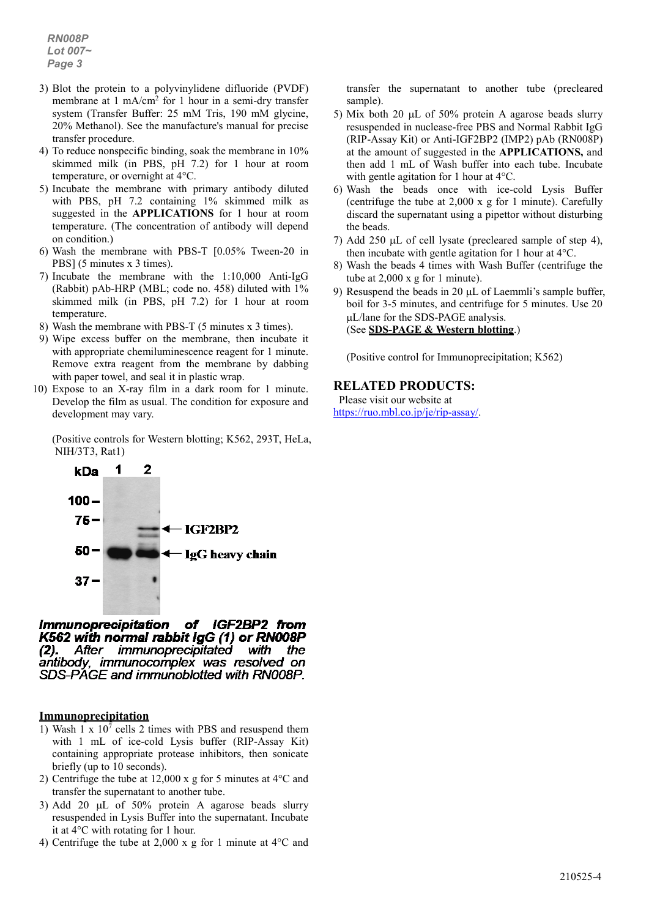3) Blot the protein to a polyvinylidene difluoride (PVDF) membrane at 1 mA/cm$^2$ for 1 hour in a semi-dry transfer system (Transfer Buffer: 25 mM Tris, 190 mM glycine, 20% Methanol). See the manufacture's manual for precise transfer procedure.
4) To reduce nonspecific binding, soak the membrane in 10% skimmed milk (in PBS, pH 7.2) for 1 hour at room temperature, or overnight at 4°C.
5) Incubate the membrane with primary antibody diluted with PBS, pH 7.2 containing 1% skimmed milk as suggested in the **APPLICATIONS** for 1 hour at room temperature. (The concentration of antibody will depend on condition.)
6) Wash the membrane with PBS-T [0.05% Tween-20 in PBS] (5 minutes x 3 times).
7) Incubate the membrane with the 1:10,000 Anti-IgG (Rabbit) pAb-HRP (MBL; code no. 458) diluted with 1% skimmed milk (in PBS, pH 7.2) for 1 hour at room temperature.
8) Wash the membrane with PBS-T (5 minutes x 3 times).
9) Wipe excess buffer on the membrane, then incubate it with appropriate chemiluminescence reagent for 1 minute. Remove extra reagent from the membrane by dabbing with paper towel, and seal it in plastic wrap.
10) Expose to an X-ray film in a dark room for 1 minute. Develop the film as usual. The condition for exposure and development may vary.

(Positive controls for Western blotting; K562, 293T, HeLa, NIH/3T3, Rat1)

kDa 1 2
100
75
50
37
IGF2BP2
IgG heavy chain

*Immunoprecipitation of IGF2BP2 from K562 with normal rabbit IgG (1) or RN008P (2). After immunoprecipitated with the antibody, immunocomplex was resolved on SDS-PAGE and immunoblotted with RN008P.*

## Immunoprecipitation

1) Wash 1 x $10^7$ cells 2 times with PBS and resuspend them with 1 mL of ice-cold Lysis buffer (RIP-Assay Kit) containing appropriate protease inhibitors, then sonicate briefly (up to 10 seconds).
2) Centrifuge the tube at 12,000 x g for 5 minutes at 4°C and transfer the supernatant to another tube.
3) Add 20 μL of 50% protein A agarose beads slurry resuspended in Lysis Buffer into the supernatant. Incubate it at 4°C with rotating for 1 hour.
4) Centrifuge the tube at 2,000 x g for 1 minute at 4°C and transfer the supernatant to another tube (precleared sample).
5) Mix both 20 μL of 50% protein A agarose beads slurry resuspended in nuclease-free PBS and Normal Rabbit IgG (RIP-Assay Kit) or Anti-IGF2BP2 (IMP2) pAb (RN008P) at the amount of suggested in the **APPLICATIONS,** and then add 1 mL of Wash buffer into each tube. Incubate with gentle agitation for 1 hour at 4°C.
6) Wash the beads once with ice-cold Lysis Buffer (centrifuge the tube at 2,000 x g for 1 minute). Carefully discard the supernatant using a pipettor without disturbing the beads.
7) Add 250 μL of cell lysate (precleared sample of step 4), then incubate with gentle agitation for 1 hour at 4°C.
8) Wash the beads 4 times with Wash Buffer (centrifuge the tube at 2,000 x g for 1 minute).
9) Resuspend the beads in 20 μL of Laemmli's sample buffer, boil for 3-5 minutes, and centrifuge for 5 minutes. Use 20 μL/lane for the SDS-PAGE analysis.
(See **SDS-PAGE & Western blotting**.)

(Positive control for Immunoprecipitation; K562)

## RELATED PRODUCTS:

Please visit our website at https://ruo.mbl.co.jp/je/rip-assay/.